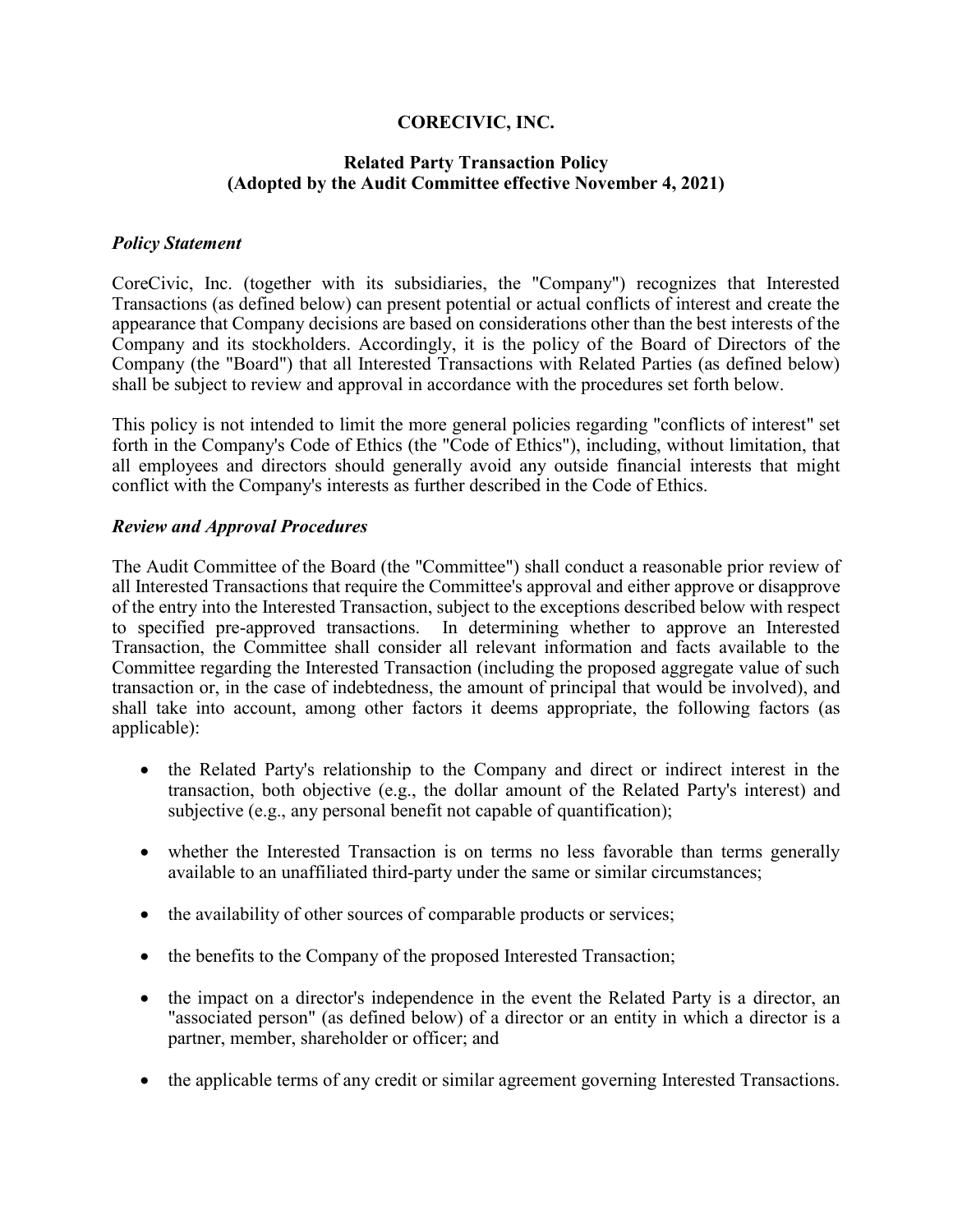**CORECIVIC, INC.**

**Related Party Transaction Policy**
**(Adopted by the Audit Committee effective November 4, 2021)**

***Policy Statement***

CoreCivic, Inc. (together with its subsidiaries, the "Company") recognizes that Interested Transactions (as defined below) can present potential or actual conflicts of interest and create the appearance that Company decisions are based on considerations other than the best interests of the Company and its stockholders. Accordingly, it is the policy of the Board of Directors of the Company (the "Board") that all Interested Transactions with Related Parties (as defined below) shall be subject to review and approval in accordance with the procedures set forth below.

This policy is not intended to limit the more general policies regarding "conflicts of interest" set forth in the Company's Code of Ethics (the "Code of Ethics"), including, without limitation, that all employees and directors should generally avoid any outside financial interests that might conflict with the Company's interests as further described in the Code of Ethics.

***Review and Approval Procedures***

The Audit Committee of the Board (the "Committee") shall conduct a reasonable prior review of all Interested Transactions that require the Committee's approval and either approve or disapprove of the entry into the Interested Transaction, subject to the exceptions described below with respect to specified pre-approved transactions. In determining whether to approve an Interested Transaction, the Committee shall consider all relevant information and facts available to the Committee regarding the Interested Transaction (including the proposed aggregate value of such transaction or, in the case of indebtedness, the amount of principal that would be involved), and shall take into account, among other factors it deems appropriate, the following factors (as applicable):

- the Related Party's relationship to the Company and direct or indirect interest in the transaction, both objective (e.g., the dollar amount of the Related Party's interest) and subjective (e.g., any personal benefit not capable of quantification);
- whether the Interested Transaction is on terms no less favorable than terms generally available to an unaffiliated third-party under the same or similar circumstances;
- the availability of other sources of comparable products or services;
- the benefits to the Company of the proposed Interested Transaction;
- the impact on a director's independence in the event the Related Party is a director, an "associated person" (as defined below) of a director or an entity in which a director is a partner, member, shareholder or officer; and
- the applicable terms of any credit or similar agreement governing Interested Transactions.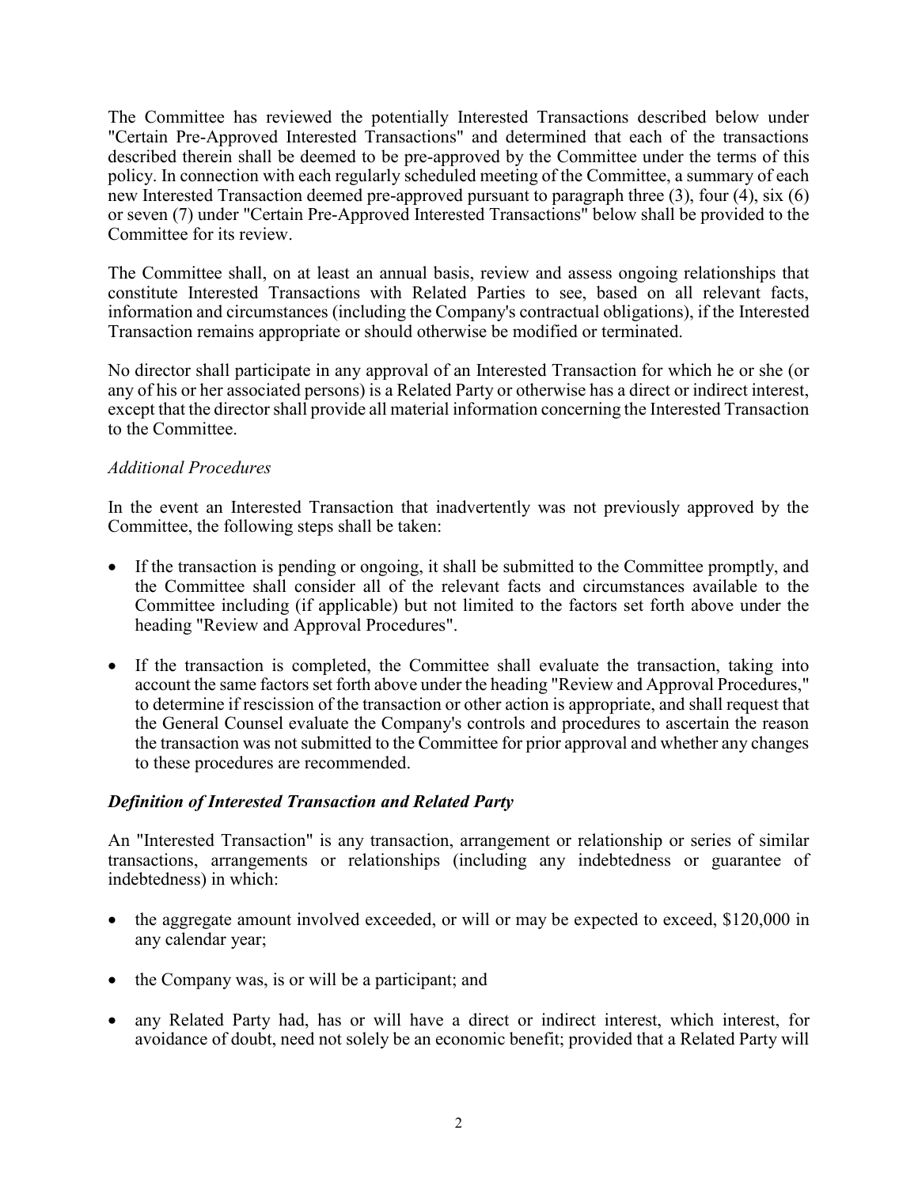The Committee has reviewed the potentially Interested Transactions described below under "Certain Pre-Approved Interested Transactions" and determined that each of the transactions described therein shall be deemed to be pre-approved by the Committee under the terms of this policy. In connection with each regularly scheduled meeting of the Committee, a summary of each new Interested Transaction deemed pre-approved pursuant to paragraph three (3), four (4), six (6) or seven (7) under "Certain Pre-Approved Interested Transactions" below shall be provided to the Committee for its review.

The Committee shall, on at least an annual basis, review and assess ongoing relationships that constitute Interested Transactions with Related Parties to see, based on all relevant facts, information and circumstances (including the Company's contractual obligations), if the Interested Transaction remains appropriate or should otherwise be modified or terminated.

No director shall participate in any approval of an Interested Transaction for which he or she (or any of his or her associated persons) is a Related Party or otherwise has a direct or indirect interest, except that the director shall provide all material information concerning the Interested Transaction to the Committee.

*Additional Procedures*

In the event an Interested Transaction that inadvertently was not previously approved by the Committee, the following steps shall be taken:

- If the transaction is pending or ongoing, it shall be submitted to the Committee promptly, and the Committee shall consider all of the relevant facts and circumstances available to the Committee including (if applicable) but not limited to the factors set forth above under the heading "Review and Approval Procedures".

- If the transaction is completed, the Committee shall evaluate the transaction, taking into account the same factors set forth above under the heading "Review and Approval Procedures," to determine if rescission of the transaction or other action is appropriate, and shall request that the General Counsel evaluate the Company's controls and procedures to ascertain the reason the transaction was not submitted to the Committee for prior approval and whether any changes to these procedures are recommended.

***Definition of Interested Transaction and Related Party***

An "Interested Transaction" is any transaction, arrangement or relationship or series of similar transactions, arrangements or relationships (including any indebtedness or guarantee of indebtedness) in which:

- the aggregate amount involved exceeded, or will or may be expected to exceed, $120,000 in any calendar year;

- the Company was, is or will be a participant; and

- any Related Party had, has or will have a direct or indirect interest, which interest, for avoidance of doubt, need not solely be an economic benefit; provided that a Related Party will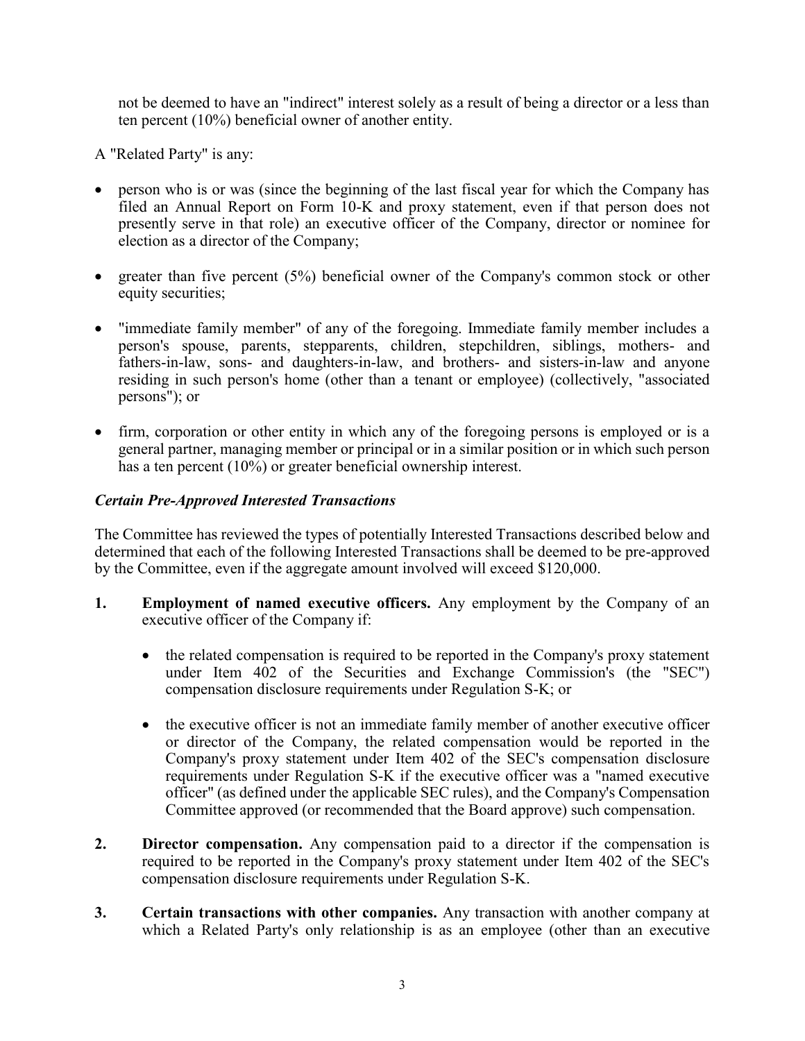not be deemed to have an "indirect" interest solely as a result of being a director or a less than ten percent (10%) beneficial owner of another entity.

A "Related Party" is any:

- person who is or was (since the beginning of the last fiscal year for which the Company has filed an Annual Report on Form 10-K and proxy statement, even if that person does not presently serve in that role) an executive officer of the Company, director or nominee for election as a director of the Company;
- greater than five percent (5%) beneficial owner of the Company's common stock or other equity securities;
- "immediate family member" of any of the foregoing. Immediate family member includes a person's spouse, parents, stepparents, children, stepchildren, siblings, mothers- and fathers-in-law, sons- and daughters-in-law, and brothers- and sisters-in-law and anyone residing in such person's home (other than a tenant or employee) (collectively, "associated persons"); or
- firm, corporation or other entity in which any of the foregoing persons is employed or is a general partner, managing member or principal or in a similar position or in which such person has a ten percent (10%) or greater beneficial ownership interest.

***Certain Pre-Approved Interested Transactions***

The Committee has reviewed the types of potentially Interested Transactions described below and determined that each of the following Interested Transactions shall be deemed to be pre-approved by the Committee, even if the aggregate amount involved will exceed $120,000.

1. **Employment of named executive officers.** Any employment by the Company of an executive officer of the Company if:

   - the related compensation is required to be reported in the Company's proxy statement under Item 402 of the Securities and Exchange Commission's (the "SEC") compensation disclosure requirements under Regulation S-K; or
   - the executive officer is not an immediate family member of another executive officer or director of the Company, the related compensation would be reported in the Company's proxy statement under Item 402 of the SEC's compensation disclosure requirements under Regulation S-K if the executive officer was a "named executive officer" (as defined under the applicable SEC rules), and the Company's Compensation Committee approved (or recommended that the Board approve) such compensation.

2. **Director compensation.** Any compensation paid to a director if the compensation is required to be reported in the Company's proxy statement under Item 402 of the SEC's compensation disclosure requirements under Regulation S-K.

3. **Certain transactions with other companies.** Any transaction with another company at which a Related Party's only relationship is as an employee (other than an executive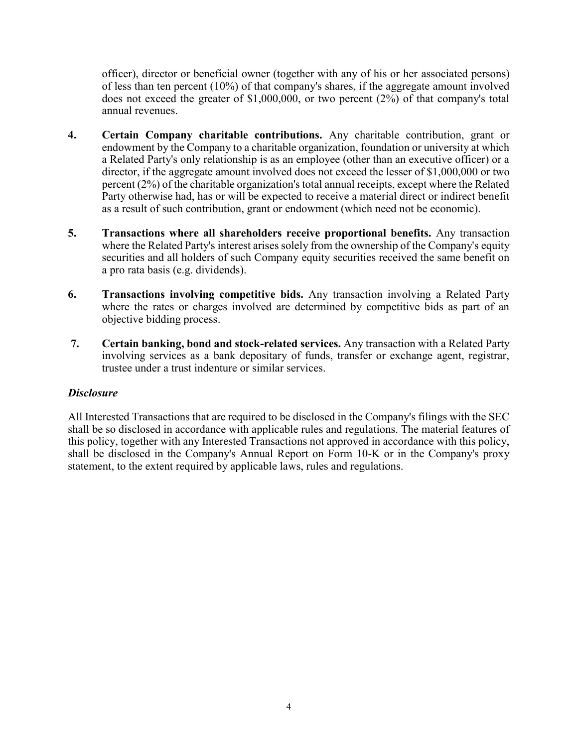officer), director or beneficial owner (together with any of his or her associated persons) of less than ten percent (10%) of that company's shares, if the aggregate amount involved does not exceed the greater of $1,000,000, or two percent (2%) of that company's total annual revenues.

4. **Certain Company charitable contributions.** Any charitable contribution, grant or endowment by the Company to a charitable organization, foundation or university at which a Related Party's only relationship is as an employee (other than an executive officer) or a director, if the aggregate amount involved does not exceed the lesser of $1,000,000 or two percent (2%) of the charitable organization's total annual receipts, except where the Related Party otherwise had, has or will be expected to receive a material direct or indirect benefit as a result of such contribution, grant or endowment (which need not be economic).

5. **Transactions where all shareholders receive proportional benefits.** Any transaction where the Related Party's interest arises solely from the ownership of the Company's equity securities and all holders of such Company equity securities received the same benefit on a pro rata basis (e.g. dividends).

6. **Transactions involving competitive bids.** Any transaction involving a Related Party where the rates or charges involved are determined by competitive bids as part of an objective bidding process.

7. **Certain banking, bond and stock-related services.** Any transaction with a Related Party involving services as a bank depositary of funds, transfer or exchange agent, registrar, trustee under a trust indenture or similar services.

***Disclosure***

All Interested Transactions that are required to be disclosed in the Company's filings with the SEC shall be so disclosed in accordance with applicable rules and regulations. The material features of this policy, together with any Interested Transactions not approved in accordance with this policy, shall be disclosed in the Company's Annual Report on Form 10-K or in the Company's proxy statement, to the extent required by applicable laws, rules and regulations.